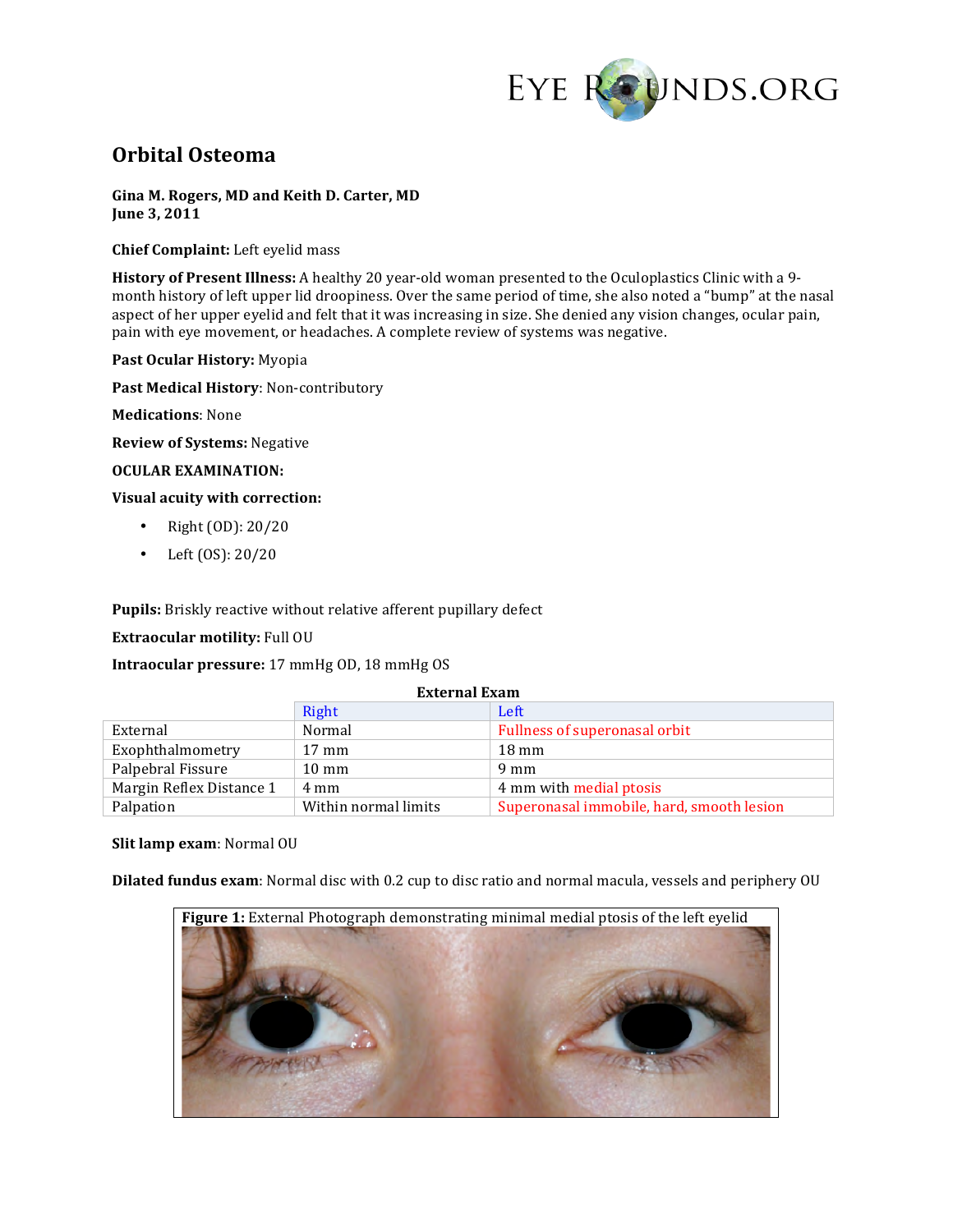# Orbital Osteoma

**Gina M. Rogers, MD and Keith D. Carter, MD**
**June 3, 2011**

**Chief Complaint:** Left eyelid mass

**History of Present Illness:** A healthy 20 year-old woman presented to the Oculoplastics Clinic with a 9-month history of left upper lid droopiness. Over the same period of time, she also noted a "bump" at the nasal aspect of her upper eyelid and felt that it was increasing in size. She denied any vision changes, ocular pain, pain with eye movement, or headaches. A complete review of systems was negative.

**Past Ocular History:** Myopia

**Past Medical History**: Non-contributory

**Medications**: None

**Review of Systems:** Negative

**OCULAR EXAMINATION:**

**Visual acuity with correction:**

- Right (OD): 20/20
- Left (OS): 20/20

**Pupils:** Briskly reactive without relative afferent pupillary defect

**Extraocular motility:** Full OU

**Intraocular pressure:** 17 mmHg OD, 18 mmHg OS

**External Exam**

| | Right | Left |
|---|---|---|
| External | Normal | Fullness of superonasal orbit |
| Exophthalmometry | 17 mm | 18 mm |
| Palpebral Fissure | 10 mm | 9 mm |
| Margin Reflex Distance 1 | 4 mm | 4 mm with medial ptosis |
| Palpation | Within normal limits | Superonasal immobile, hard, smooth lesion |

**Slit lamp exam**: Normal OU

**Dilated fundus exam**: Normal disc with 0.2 cup to disc ratio and normal macula, vessels and periphery OU

**Figure 1:** External Photograph demonstrating minimal medial ptosis of the left eyelid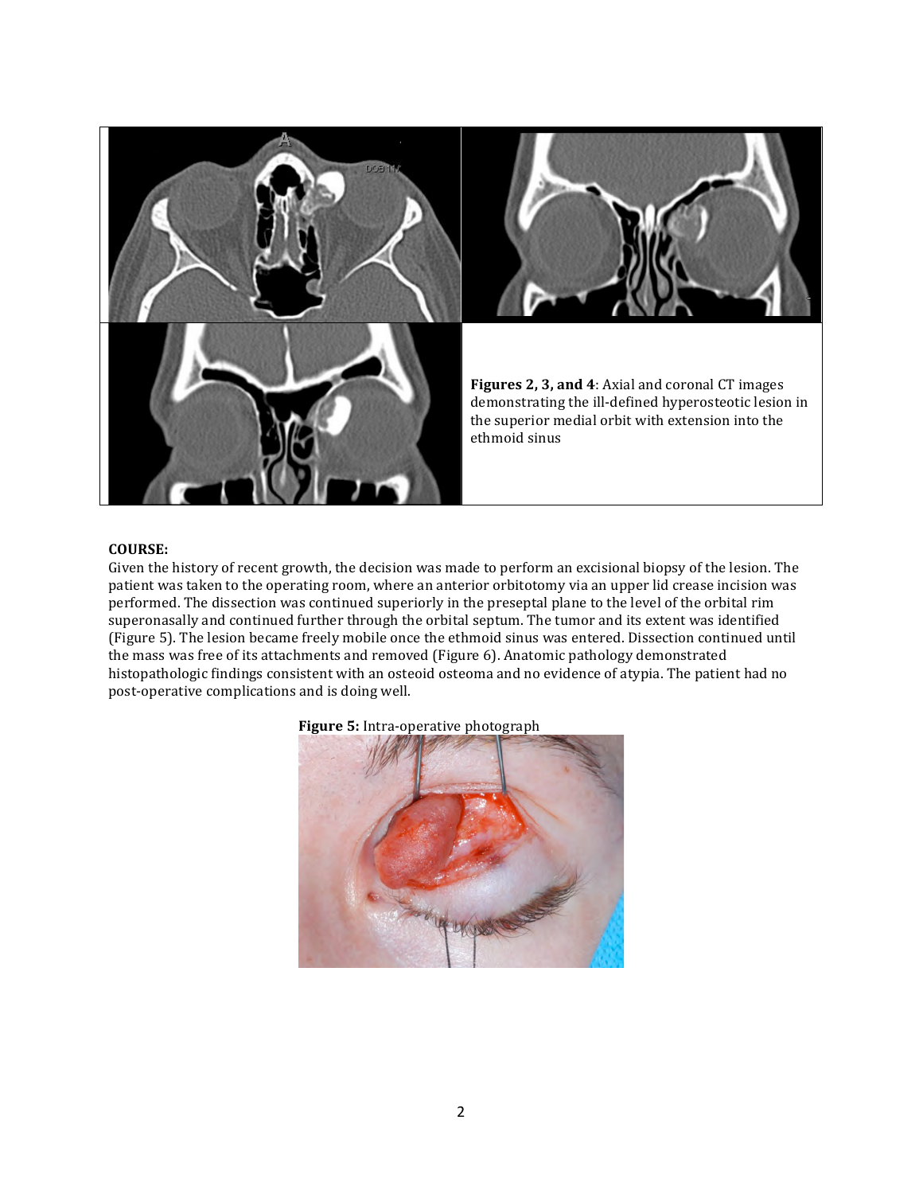**Figures 2, 3, and 4**: Axial and coronal CT images demonstrating the ill-defined hyperosteotic lesion in the superior medial orbit with extension into the ethmoid sinus

**COURSE:**

Given the history of recent growth, the decision was made to perform an excisional biopsy of the lesion. The patient was taken to the operating room, where an anterior orbitotomy via an upper lid crease incision was performed. The dissection was continued superiorly in the preseptal plane to the level of the orbital rim superonasally and continued further through the orbital septum. The tumor and its extent was identified (Figure 5). The lesion became freely mobile once the ethmoid sinus was entered. Dissection continued until the mass was free of its attachments and removed (Figure 6). Anatomic pathology demonstrated histopathologic findings consistent with an osteoid osteoma and no evidence of atypia. The patient had no post-operative complications and is doing well.

**Figure 5:** Intra-operative photograph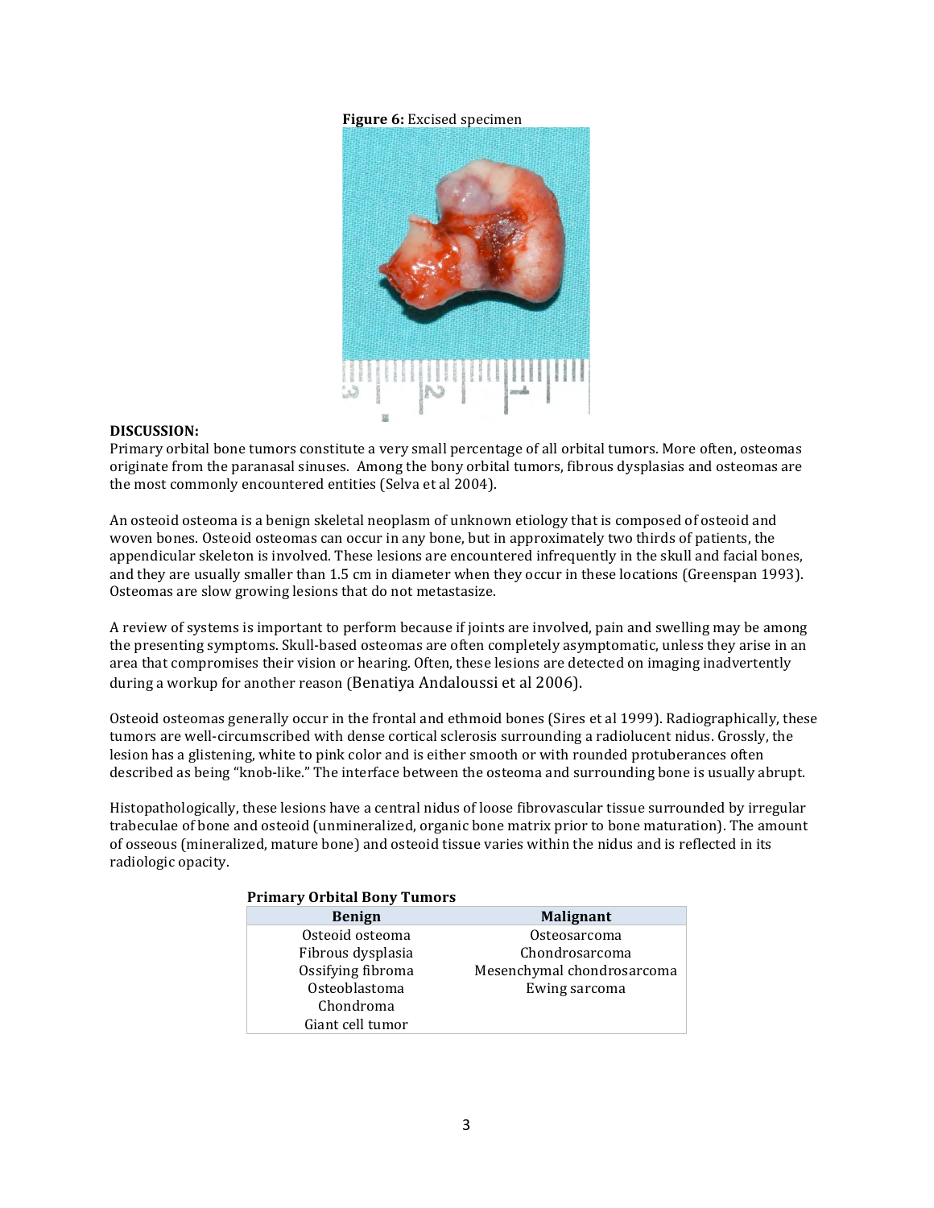**Figure 6:** Excised specimen

**DISCUSSION:**

Primary orbital bone tumors constitute a very small percentage of all orbital tumors. More often, osteomas originate from the paranasal sinuses. Among the bony orbital tumors, fibrous dysplasias and osteomas are the most commonly encountered entities (Selva et al 2004).

An osteoid osteoma is a benign skeletal neoplasm of unknown etiology that is composed of osteoid and woven bones. Osteoid osteomas can occur in any bone, but in approximately two thirds of patients, the appendicular skeleton is involved. These lesions are encountered infrequently in the skull and facial bones, and they are usually smaller than 1.5 cm in diameter when they occur in these locations (Greenspan 1993). Osteomas are slow growing lesions that do not metastasize.

A review of systems is important to perform because if joints are involved, pain and swelling may be among the presenting symptoms. Skull-based osteomas are often completely asymptomatic, unless they arise in an area that compromises their vision or hearing. Often, these lesions are detected on imaging inadvertently during a workup for another reason (Benatiya Andaloussi et al 2006).

Osteoid osteomas generally occur in the frontal and ethmoid bones (Sires et al 1999). Radiographically, these tumors are well-circumscribed with dense cortical sclerosis surrounding a radiolucent nidus. Grossly, the lesion has a glistening, white to pink color and is either smooth or with rounded protuberances often described as being "knob-like." The interface between the osteoma and surrounding bone is usually abrupt.

Histopathologically, these lesions have a central nidus of loose fibrovascular tissue surrounded by irregular trabeculae of bone and osteoid (unmineralized, organic bone matrix prior to bone maturation). The amount of osseous (mineralized, mature bone) and osteoid tissue varies within the nidus and is reflected in its radiologic opacity.

**Primary Orbital Bony Tumors**

| Benign | Malignant |
|---|---|
| Osteoid osteoma | Osteosarcoma |
| Fibrous dysplasia | Chondrosarcoma |
| Ossifying fibroma | Mesenchymal chondrosarcoma |
| Osteoblastoma | Ewing sarcoma |
| Chondroma | |
| Giant cell tumor | |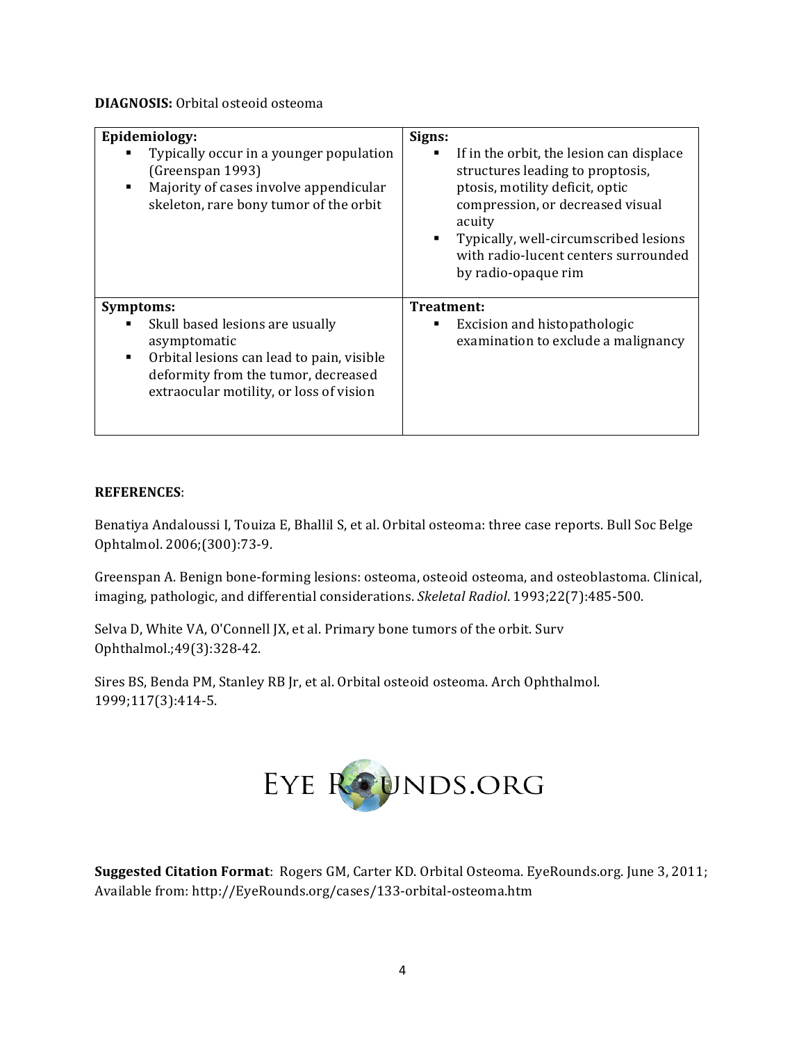**DIAGNOSIS:** Orbital osteoid osteoma

| | |
|---|---|
| **Epidemiology:**<br>▪ Typically occur in a younger population (Greenspan 1993)<br>▪ Majority of cases involve appendicular skeleton, rare bony tumor of the orbit | **Signs:**<br>▪ If in the orbit, the lesion can displace structures leading to proptosis, ptosis, motility deficit, optic compression, or decreased visual acuity<br>▪ Typically, well-circumscribed lesions with radio-lucent centers surrounded by radio-opaque rim |
| **Symptoms:**<br>▪ Skull based lesions are usually asymptomatic<br>▪ Orbital lesions can lead to pain, visible deformity from the tumor, decreased extraocular motility, or loss of vision | **Treatment:**<br>▪ Excision and histopathologic examination to exclude a malignancy |

**REFERENCES**:

Benatiya Andaloussi I, Touiza E, Bhallil S, et al. Orbital osteoma: three case reports. Bull Soc Belge Ophtalmol. 2006;(300):73-9.

Greenspan A. Benign bone-forming lesions: osteoma, osteoid osteoma, and osteoblastoma. Clinical, imaging, pathologic, and differential considerations. *Skeletal Radiol*. 1993;22(7):485-500.

Selva D, White VA, O'Connell JX, et al. Primary bone tumors of the orbit. Surv Ophthalmol.;49(3):328-42.

Sires BS, Benda PM, Stanley RB Jr, et al. Orbital osteoid osteoma. Arch Ophthalmol. 1999;117(3):414-5.

EYE ROUNDS.ORG

**Suggested Citation Format**: Rogers GM, Carter KD. Orbital Osteoma. EyeRounds.org. June 3, 2011; Available from: http://EyeRounds.org/cases/133-orbital-osteoma.htm